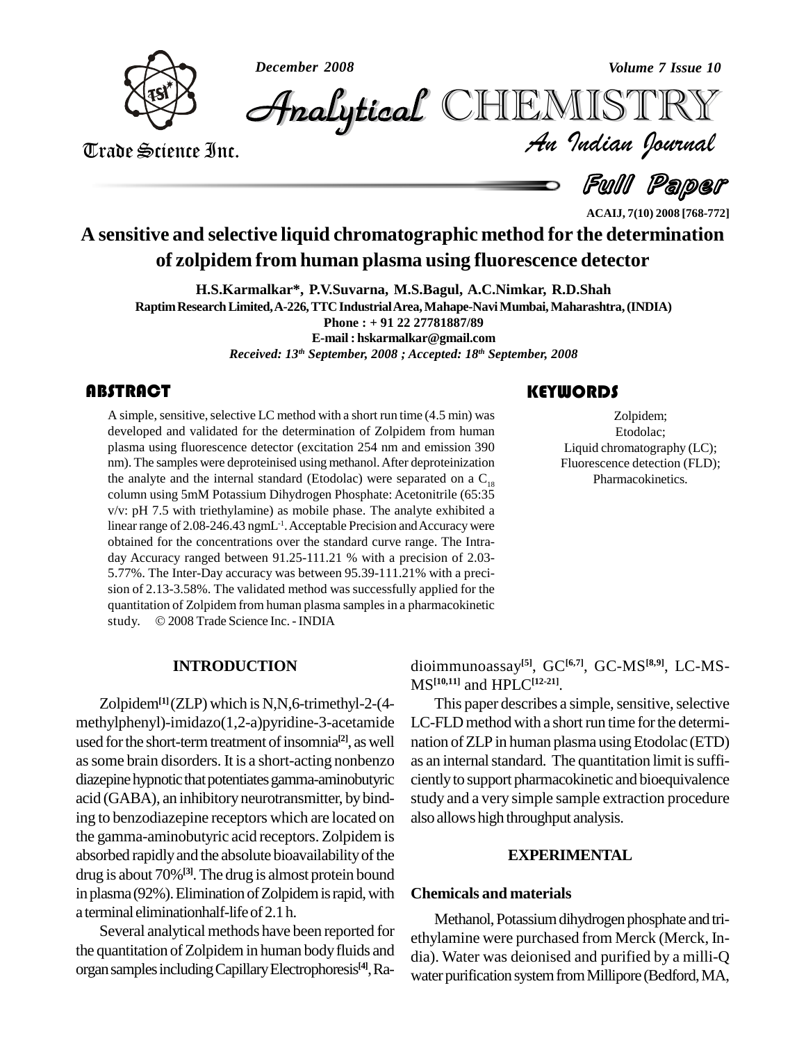# A sensitive and selective liquid chromatographic method for the determination of zolpidem from human plasma using fluorescence detector

**H.S.Karmalkar\*, P.V.Suvarna, M.S.Bagul, A.C.Nimkar, R.D.Shah**

**Raptim Research Limited, A-226, TTC Industrial Area, Mahape-Navi Mumbai, Maharashtra, (INDIA)**

**Phone : + 91 22 27781887/89**

**E-mail : hskarmalkar@gmail.com**

*Received: 13th September, 2008 ; Accepted: 18th September, 2008*

## ABSTRACT

A simple, sensitive, selective LC method with a short run time (4.5 min) was developed and validated for the determination of Zolpidem from human plasma using fluorescence detector (excitation 254 nm and emission 390 nm). The samples were deproteinised using methanol. After deproteinization the analyte and the internal standard (Etodolac) were separated on a $C_{18}$ column using 5mM Potassium Dihydrogen Phosphate: Acetonitrile (65:35 v/v: pH 7.5 with triethylamine) as mobile phase. The analyte exhibited a linear range of 2.08-246.43 ngm$L^{-1}$. Acceptable Precision and Accuracy were obtained for the concentrations over the standard curve range. The Intra-day Accuracy ranged between 91.25-111.21 % with a precision of 2.03-5.77%. The Inter-Day accuracy was between 95.39-111.21% with a precision of 2.13-3.58%. The validated method was successfully applied for the quantitation of Zolpidem from human plasma samples in a pharmacokinetic study. © 2008 Trade Science Inc. - INDIA

## KEYWORDS

Zolpidem;
Etodolac;
Liquid chromatography (LC);
Fluorescence detection (FLD);
Pharmacokinetics.

## INTRODUCTION

Zolpidem[1] (ZLP) which is N,N,6-trimethyl-2-(4-methylphenyl)-imidazo(1,2-a)pyridine-3-acetamide used for the short-term treatment of insomnia[2], as well as some brain disorders. It is a short-acting nonbenzo diazepine hypnotic that potentiates gamma-aminobutyric acid (GABA), an inhibitory neurotransmitter, by binding to benzodiazepine receptors which are located on the gamma-aminobutyric acid receptors. Zolpidem is absorbed rapidly and the absolute bioavailability of the drug is about 70%[3]. The drug is almost protein bound in plasma (92%). Elimination of Zolpidem is rapid, with a terminal eliminationhalf-life of 2.1 h.

Several analytical methods have been reported for the quantitation of Zolpidem in human body fluids and organ samples including Capillary Electrophoresis[4], Radioimmunoassay[5], GC[6,7], GC-MS[8,9], LC-MS-MS[10,11] and HPLC[12-21].

This paper describes a simple, sensitive, selective LC-FLD method with a short run time for the determination of ZLP in human plasma using Etodolac (ETD) as an internal standard. The quantitation limit is sufficiently to support pharmacokinetic and bioequivalence study and a very simple sample extraction procedure also allows high throughput analysis.

## EXPERIMENTAL

### Chemicals and materials

Methanol, Potassium dihydrogen phosphate and triethylamine were purchased from Merck (Merck, India). Water was deionised and purified by a milli-Q water purification system from Millipore (Bedford, MA,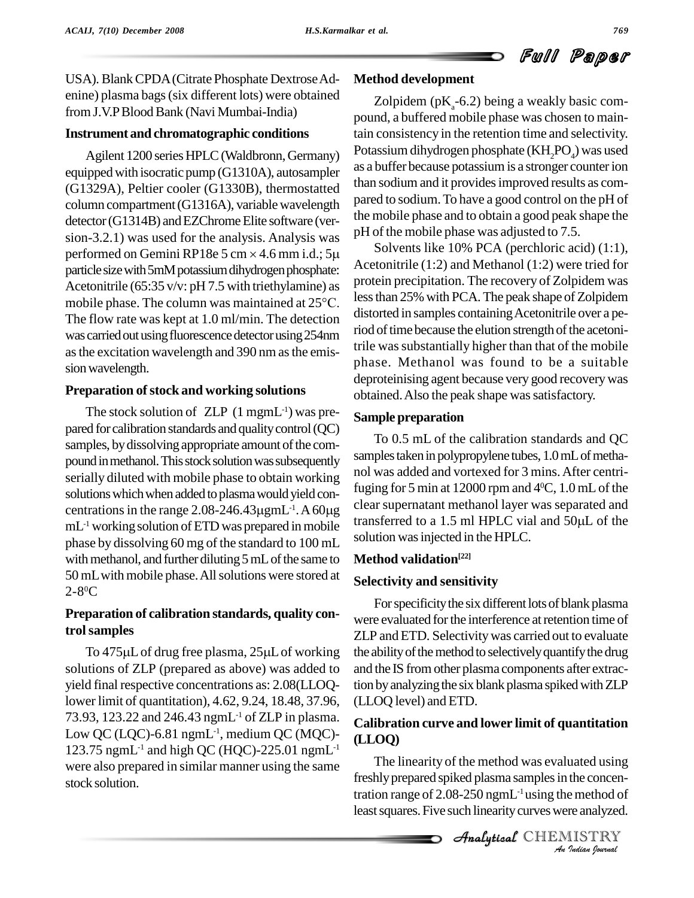USA). Blank CPDA (Citrate Phosphate Dextrose Adenine) plasma bags (six different lots) were obtained from J.V.P Blood Bank (Navi Mumbai-India)

### Instrument and chromatographic conditions

Agilent 1200 series HPLC (Waldbronn, Germany) equipped with isocratic pump (G1310A), autosampler (G1329A), Peltier cooler (G1330B), thermostatted column compartment (G1316A), variable wavelength detector (G1314B) and EZChrome Elite software (version-3.2.1) was used for the analysis. Analysis was performed on Gemini RP18e 5 cm × 4.6 mm i.d.; 5µ particle size with 5mM potassium dihydrogen phosphate: Acetonitrile (65:35 v/v: pH 7.5 with triethylamine) as mobile phase. The column was maintained at 25°C. The flow rate was kept at 1.0 ml/min. The detection was carried out using fluorescence detector using 254nm as the excitation wavelength and 390 nm as the emission wavelength.

### Preparation of stock and working solutions

The stock solution of ZLP ($1\ mgmL^{-1}$) was prepared for calibration standards and quality control (QC) samples, by dissolving appropriate amount of the compound in methanol. This stock solution was subsequently serially diluted with mobile phase to obtain working solutions which when added to plasma would yield concentrations in the range 2.08-246.43$\mu gmL^{-1}$. A 60$\mu g\ mL^{-1}$ working solution of ETD was prepared in mobile phase by dissolving 60 mg of the standard to 100 mL with methanol, and further diluting 5 mL of the same to 50 mL with mobile phase. All solutions were stored at 2-8$^{0}$C

### Preparation of calibration standards, quality control samples

To 475µL of drug free plasma, 25µL of working solutions of ZLP (prepared as above) was added to yield final respective concentrations as: 2.08(LLOQ-lower limit of quantitation), 4.62, 9.24, 18.48, 37.96, 73.93, 123.22 and 246.43 $ngmL^{-1}$ of ZLP in plasma. Low QC (LQC)-6.81 $ngmL^{-1}$, medium QC (MQC)-123.75 $ngmL^{-1}$ and high QC (HQC)-225.01 $ngmL^{-1}$ were also prepared in similar manner using the same stock solution.

### Method development

Zolpidem ($pK_a$-6.2) being a weakly basic compound, a buffered mobile phase was chosen to maintain consistency in the retention time and selectivity. Potassium dihydrogen phosphate ($KH_2PO_4$) was used as a buffer because potassium is a stronger counter ion than sodium and it provides improved results as compared to sodium. To have a good control on the pH of the mobile phase and to obtain a good peak shape the pH of the mobile phase was adjusted to 7.5.

Solvents like 10% PCA (perchloric acid) (1:1), Acetonitrile (1:2) and Methanol (1:2) were tried for protein precipitation. The recovery of Zolpidem was less than 25% with PCA. The peak shape of Zolpidem distorted in samples containing Acetonitrile over a period of time because the elution strength of the acetonitrile was substantially higher than that of the mobile phase. Methanol was found to be a suitable deproteinising agent because very good recovery was obtained. Also the peak shape was satisfactory.

### Sample preparation

To 0.5 mL of the calibration standards and QC samples taken in polypropylene tubes, 1.0 mL of methanol was added and vortexed for 3 mins. After centrifuging for 5 min at 12000 rpm and 4$^{0}$C, 1.0 mL of the clear supernatant methanol layer was separated and transferred to a 1.5 ml HPLC vial and 50µL of the solution was injected in the HPLC.

### Method validation[22]

### Selectivity and sensitivity

For specificity the six different lots of blank plasma were evaluated for the interference at retention time of ZLP and ETD. Selectivity was carried out to evaluate the ability of the method to selectively quantify the drug and the IS from other plasma components after extraction by analyzing the six blank plasma spiked with ZLP (LLOQ level) and ETD.

### Calibration curve and lower limit of quantitation (LLOQ)

The linearity of the method was evaluated using freshly prepared spiked plasma samples in the concentration range of 2.08-250 $ngmL^{-1}$ using the method of least squares. Five such linearity curves were analyzed.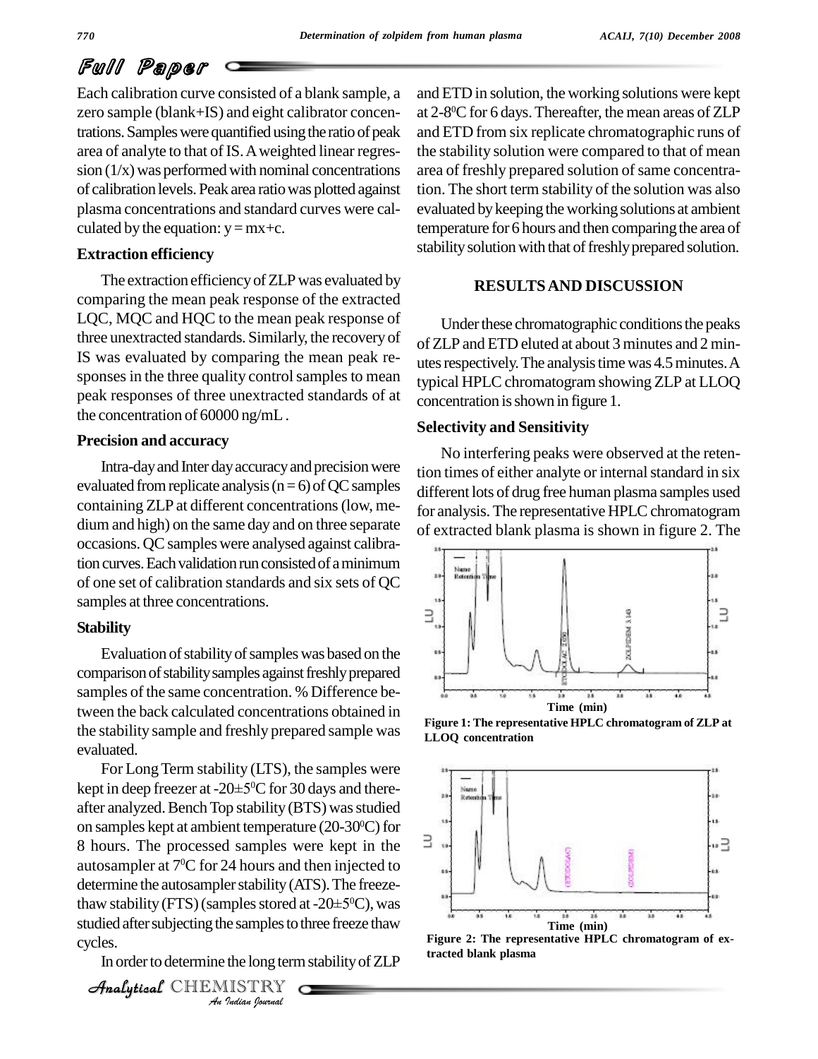Each calibration curve consisted of a blank sample, a zero sample (blank+IS) and eight calibrator concentrations. Samples were quantified using the ratio of peak area of analyte to that of IS. A weighted linear regression (1/x) was performed with nominal concentrations of calibration levels. Peak area ratio was plotted against plasma concentrations and standard curves were calculated by the equation: $y = mx+c$.

### Extraction efficiency

The extraction efficiency of ZLP was evaluated by comparing the mean peak response of the extracted LQC, MQC and HQC to the mean peak response of three unextracted standards. Similarly, the recovery of IS was evaluated by comparing the mean peak responses in the three quality control samples to mean peak responses of three unextracted standards of at the concentration of 60000 ng/mL .

### Precision and accuracy

Intra-day and Inter day accuracy and precision were evaluated from replicate analysis (n = 6) of QC samples containing ZLP at different concentrations (low, medium and high) on the same day and on three separate occasions. QC samples were analysed against calibration curves. Each validation run consisted of a minimum of one set of calibration standards and six sets of QC samples at three concentrations.

### Stability

Evaluation of stability of samples was based on the comparison of stability samples against freshly prepared samples of the same concentration. % Difference between the back calculated concentrations obtained in the stability sample and freshly prepared sample was evaluated.

For Long Term stability (LTS), the samples were kept in deep freezer at -20±5$^0$C for 30 days and thereafter analyzed. Bench Top stability (BTS) was studied on samples kept at ambient temperature (20-30$^0$C) for 8 hours. The processed samples were kept in the autosampler at 7$^0$C for 24 hours and then injected to determine the autosampler stability (ATS). The freeze-thaw stability (FTS) (samples stored at -20±5$^0$C), was studied after subjecting the samples to three freeze thaw cycles.

In order to determine the long term stability of ZLP and ETD in solution, the working solutions were kept at 2-8$^0$C for 6 days. Thereafter, the mean areas of ZLP and ETD from six replicate chromatographic runs of the stability solution were compared to that of mean area of freshly prepared solution of same concentration. The short term stability of the solution was also evaluated by keeping the working solutions at ambient temperature for 6 hours and then comparing the area of stability solution with that of freshly prepared solution.

## RESULTS AND DISCUSSION

Under these chromatographic conditions the peaks of ZLP and ETD eluted at about 3 minutes and 2 minutes respectively. The analysis time was 4.5 minutes. A typical HPLC chromatogram showing ZLP at LLOQ concentration is shown in figure 1.

### Selectivity and Sensitivity

No interfering peaks were observed at the retention times of either analyte or internal standard in six different lots of drug free human plasma samples used for analysis. The representative HPLC chromatogram of extracted blank plasma is shown in figure 2. The

Name
Retention Time
LU
ETODOLAC 2.090
ZOLPIDEM 3.143
Time (min)

**Figure 1: The representative HPLC chromatogram of ZLP at LLOQ concentration**

Name
Retention Time
LU
(ETODOLAC)
(ZOLPIDEM)
Time (min)

**Figure 2: The representative HPLC chromatogram of extracted blank plasma**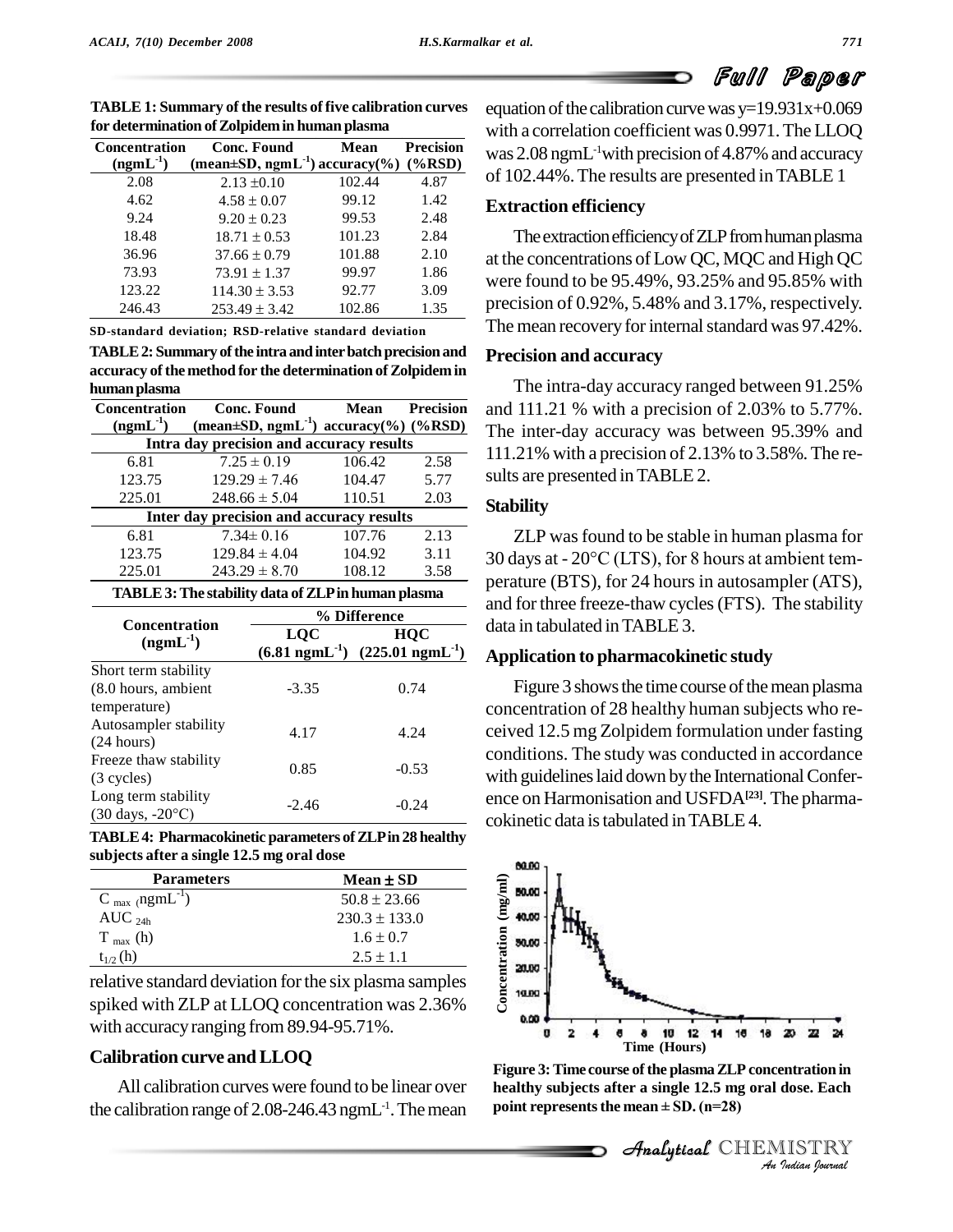**TABLE 1: Summary of the results of five calibration curves for determination of Zolpidem in human plasma**

| Concentration ($ngmL^{-1}$) | Conc. Found (mean±SD, $ngmL^{-1}$) | Mean accuracy(%) | Precision (%RSD) |
|---|---|---|---|
| 2.08 | 2.13 ±0.10 | 102.44 | 4.87 |
| 4.62 | 4.58 ± 0.07 | 99.12 | 1.42 |
| 9.24 | 9.20 ± 0.23 | 99.53 | 2.48 |
| 18.48 | 18.71 ± 0.53 | 101.23 | 2.84 |
| 36.96 | 37.66 ± 0.79 | 101.88 | 2.10 |
| 73.93 | 73.91 ± 1.37 | 99.97 | 1.86 |
| 123.22 | 114.30 ± 3.53 | 92.77 | 3.09 |
| 246.43 | 253.49 ± 3.42 | 102.86 | 1.35 |

SD-standard deviation; RSD-relative standard deviation

**TABLE 2: Summary of the intra and inter batch precision and accuracy of the method for the determination of Zolpidem in human plasma**

| Concentration ($ngmL^{-1}$) | Conc. Found (mean±SD, $ngmL^{-1}$) | Mean accuracy(%) | Precision (%RSD) |
|---|---|---|---|
| **Intra day precision and accuracy results** | | | |
| 6.81 | 7.25 ± 0.19 | 106.42 | 2.58 |
| 123.75 | 129.29 ± 7.46 | 104.47 | 5.77 |
| 225.01 | 248.66 ± 5.04 | 110.51 | 2.03 |
| **Inter day precision and accuracy results** | | | |
| 6.81 | 7.34± 0.16 | 107.76 | 2.13 |
| 123.75 | 129.84 ± 4.04 | 104.92 | 3.11 |
| 225.01 | 243.29 ± 8.70 | 108.12 | 3.58 |

**TABLE 3: The stability data of ZLP in human plasma**

| Concentration ($ngmL^{-1}$) | % Difference | |
|---|---|---|
| | LQC ($6.81\ ngmL^{-1}$) | HQC ($225.01\ ngmL^{-1}$) |
| Short term stability (8.0 hours, ambient temperature) | -3.35 | 0.74 |
| Autosampler stability (24 hours) | 4.17 | 4.24 |
| Freeze thaw stability (3 cycles) | 0.85 | -0.53 |
| Long term stability (30 days, -20°C) | -2.46 | -0.24 |

**TABLE 4: Pharmacokinetic parameters of ZLP in 28 healthy subjects after a single 12.5 mg oral dose**

| Parameters | Mean ± SD |
|---|---|
| $C_{max}$ ($ngmL^{-1}$) | 50.8 ± 23.66 |
| $AUC_{24h}$ | 230.3 ± 133.0 |
| $T_{max}$ (h) | 1.6 ± 0.7 |
| $t_{1/2}$ (h) | 2.5 ± 1.1 |

relative standard deviation for the six plasma samples spiked with ZLP at LLOQ concentration was 2.36% with accuracy ranging from 89.94-95.71%.

## Calibration curve and LLOQ

All calibration curves were found to be linear over the calibration range of 2.08-246.43 $ngmL^{-1}$. The mean equation of the calibration curve was $y=19.931x+0.069$ with a correlation coefficient was 0.9971. The LLOQ was 2.08 $ngmL^{-1}$ with precision of 4.87% and accuracy of 102.44%. The results are presented in TABLE 1

## Extraction efficiency

The extraction efficiency of ZLP from human plasma at the concentrations of Low QC, MQC and High QC were found to be 95.49%, 93.25% and 95.85% with precision of 0.92%, 5.48% and 3.17%, respectively. The mean recovery for internal standard was 97.42%.

## Precision and accuracy

The intra-day accuracy ranged between 91.25% and 111.21 % with a precision of 2.03% to 5.77%. The inter-day accuracy was between 95.39% and 111.21% with a precision of 2.13% to 3.58%. The results are presented in TABLE 2.

## Stability

ZLP was found to be stable in human plasma for 30 days at - 20°C (LTS), for 8 hours at ambient temperature (BTS), for 24 hours in autosampler (ATS), and for three freeze-thaw cycles (FTS). The stability data in tabulated in TABLE 3.

## Application to pharmacokinetic study

Figure 3 shows the time course of the mean plasma concentration of 28 healthy human subjects who received 12.5 mg Zolpidem formulation under fasting conditions. The study was conducted in accordance with guidelines laid down by the International Conference on Harmonisation and USFDA[23]. The pharmacokinetic data is tabulated in TABLE 4.

Concentration (mg/ml)
60.00
50.00
40.00
30.00
20.00
10.00
0.00
0 2 4 6 8 10 12 14 16 18 20 22 24
Time (Hours)

**Figure 3: Time course of the plasma ZLP concentration in healthy subjects after a single 12.5 mg oral dose. Each point represents the mean ± SD. (n=28)**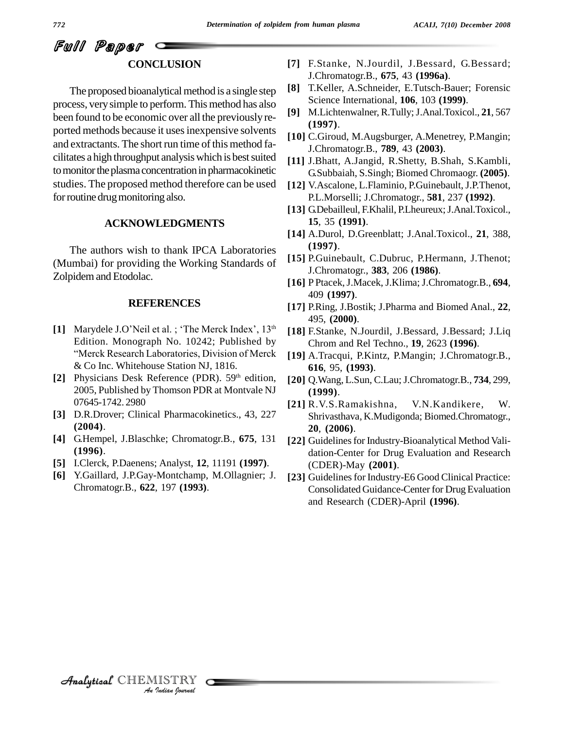## CONCLUSION

The proposed bioanalytical method is a single step process, very simple to perform. This method has also been found to be economic over all the previously reported methods because it uses inexpensive solvents and extractants. The short run time of this method facilitates a high throughput analysis which is best suited to monitor the plasma concentration in pharmacokinetic studies. The proposed method therefore can be used for routine drug monitoring also.

## ACKNOWLEDGMENTS

The authors wish to thank IPCA Laboratories (Mumbai) for providing the Working Standards of Zolpidem and Etodolac.

## REFERENCES

**[1]** Marydele J.O'Neil et al. ; 'The Merck Index', $13^{th}$ Edition. Monograph No. 10242; Published by "Merck Research Laboratories, Division of Merck & Co Inc. Whitehouse Station NJ, 1816.

**[2]** Physicians Desk Reference (PDR). $59^{th}$ edition, 2005, Published by Thomson PDR at Montvale NJ 07645-1742. 2980

**[3]** D.R.Drover; Clinical Pharmacokinetics., 43, 227 **(2004)**.

**[4]** G.Hempel, J.Blaschke; Chromatogr.B., **675**, 131 **(1996)**.

**[5]** I.Clerck, P.Daenens; Analyst, **12**, 11191 **(1997)**.

**[6]** Y.Gaillard, J.P.Gay-Montchamp, M.Ollagnier; J. Chromatogr.B., **622**, 197 **(1993)**.

**[7]** F.Stanke, N.Jourdil, J.Bessard, G.Bessard; J.Chromatogr.B., **675**, 43 **(1996a)**.

**[8]** T.Keller, A.Schneider, E.Tutsch-Bauer; Forensic Science International, **106**, 103 **(1999)**.

**[9]** M.Lichtenwalner, R.Tully; J.Anal.Toxicol., **21**, 567 **(1997)**.

**[10]** C.Giroud, M.Augsburger, A.Menetrey, P.Mangin; J.Chromatogr.B., **789**, 43 **(2003)**.

**[11]** J.Bhatt, A.Jangid, R.Shetty, B.Shah, S.Kambli, G.Subbaiah, S.Singh; Biomed Chromaogr. **(2005)**.

**[12]** V.Ascalone, L.Flaminio, P.Guinebault, J.P.Thenot, P.L.Morselli; J.Chromatogr., **581**, 237 **(1992)**.

**[13]** G.Debailleul, F.Khalil, P.Lheureux; J.Anal.Toxicol., **15**, 35 **(1991)**.

**[14]** A.Durol, D.Greenblatt; J.Anal.Toxicol., **21**, 388, **(1997)**.

**[15]** P.Guinebault, C.Dubruc, P.Hermann, J.Thenot; J.Chromatogr., **383**, 206 **(1986)**.

**[16]** P Ptacek, J.Macek, J.Klima; J.Chromatogr.B., **694**, 409 **(1997)**.

**[17]** P.Ring, J.Bostik; J.Pharma and Biomed Anal., **22**, 495, **(2000)**.

**[18]** F.Stanke, N.Jourdil, J.Bessard, J.Bessard; J.Liq Chrom and Rel Techno., **19**, 2623 **(1996)**.

**[19]** A.Tracqui, P.Kintz, P.Mangin; J.Chromatogr.B., **616**, 95, **(1993)**.

**[20]** Q.Wang, L.Sun, C.Lau; J.Chromatogr.B., **734**, 299, **(1999)**.

**[21]** R.V.S.Ramakishna, V.N.Kandikere, W. Shrivasthava, K.Mudigonda; Biomed.Chromatogr., **20**, **(2006)**.

**[22]** Guidelines for Industry-Bioanalytical Method Validation-Center for Drug Evaluation and Research (CDER)-May **(2001)**.

**[23]** Guidelines for Industry-E6 Good Clinical Practice: Consolidated Guidance-Center for Drug Evaluation and Research (CDER)-April **(1996)**.